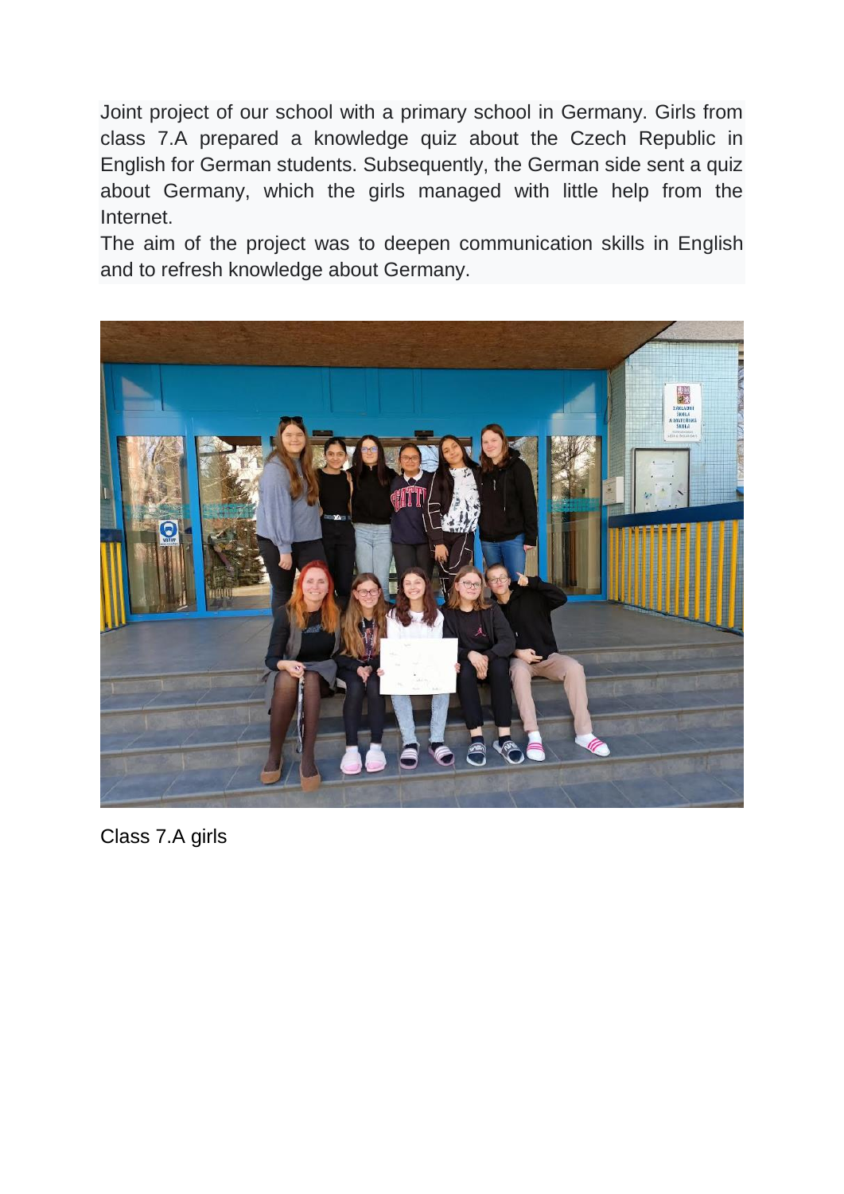Joint project of our school with a primary school in Germany. Girls from class 7.A prepared a knowledge quiz about the Czech Republic in English for German students. Subsequently, the German side sent a quiz about Germany, which the girls managed with little help from the Internet.

The aim of the project was to deepen communication skills in English and to refresh knowledge about Germany.

Class 7.A girls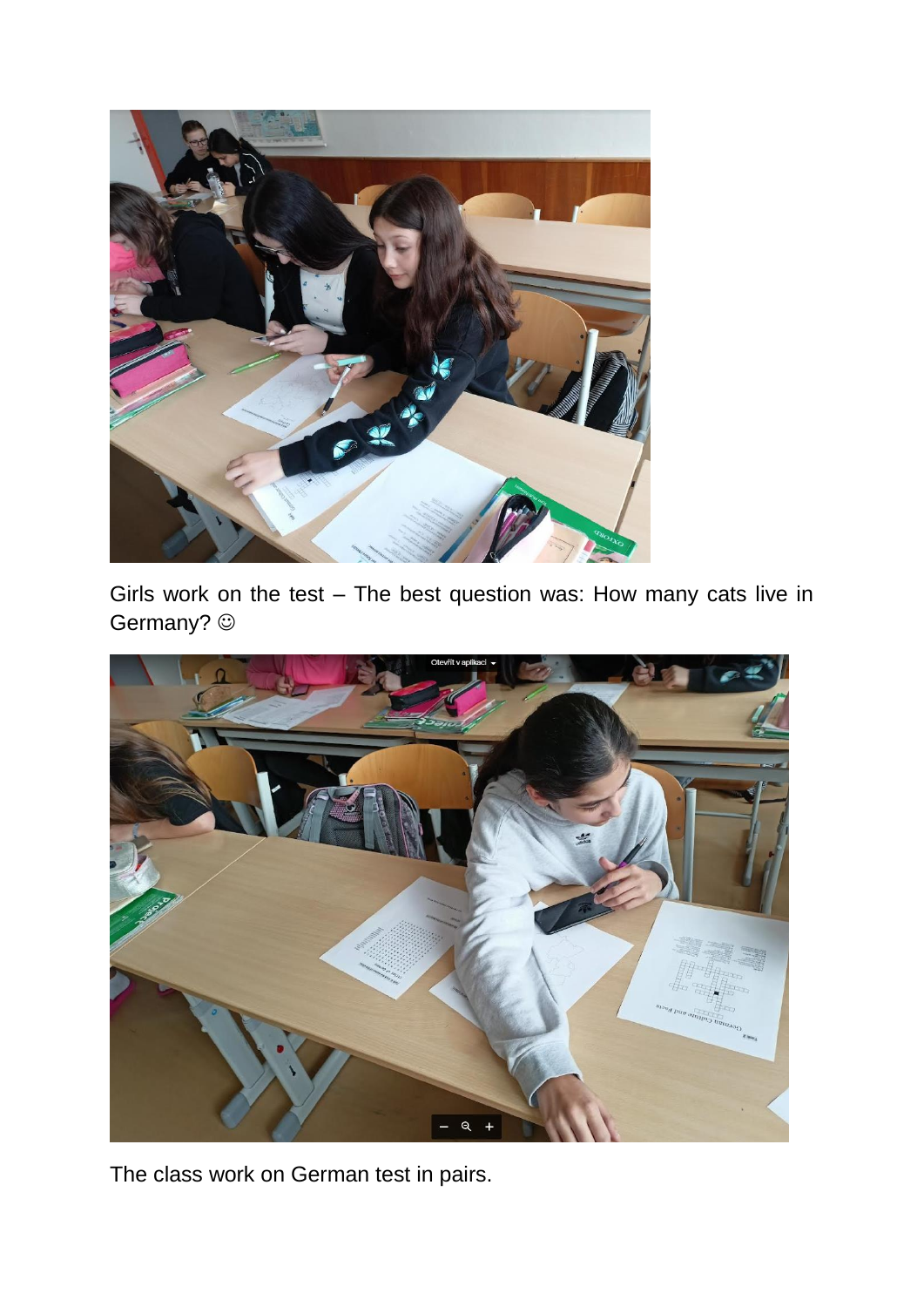Girls work on the test – The best question was: How many cats live in Germany? ☺

The class work on German test in pairs.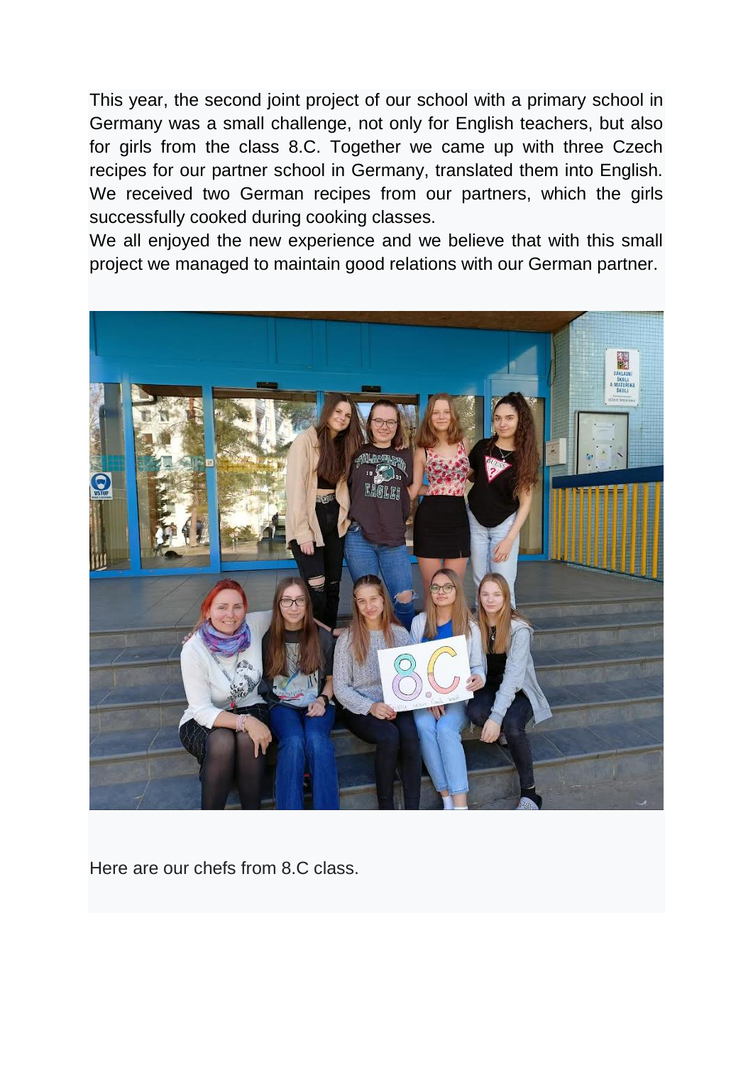This year, the second joint project of our school with a primary school in Germany was a small challenge, not only for English teachers, but also for girls from the class 8.C. Together we came up with three Czech recipes for our partner school in Germany, translated them into English. We received two German recipes from our partners, which the girls successfully cooked during cooking classes.

We all enjoyed the new experience and we believe that with this small project we managed to maintain good relations with our German partner.

Here are our chefs from 8.C class.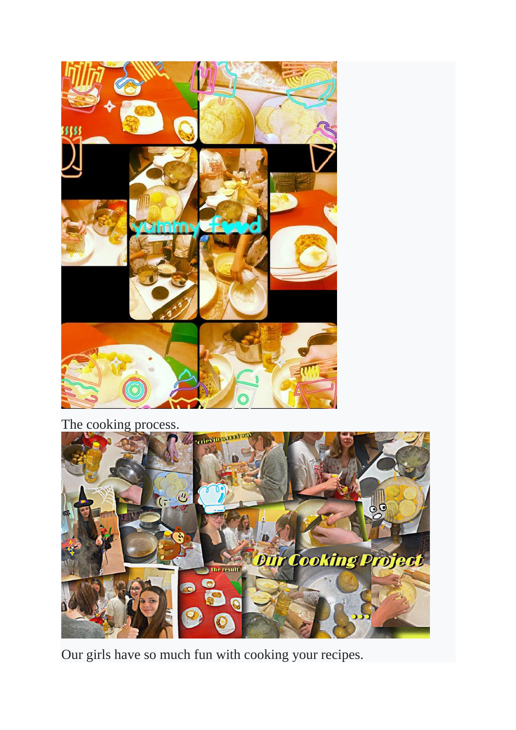The cooking process.

Our girls have so much fun with cooking your recipes.